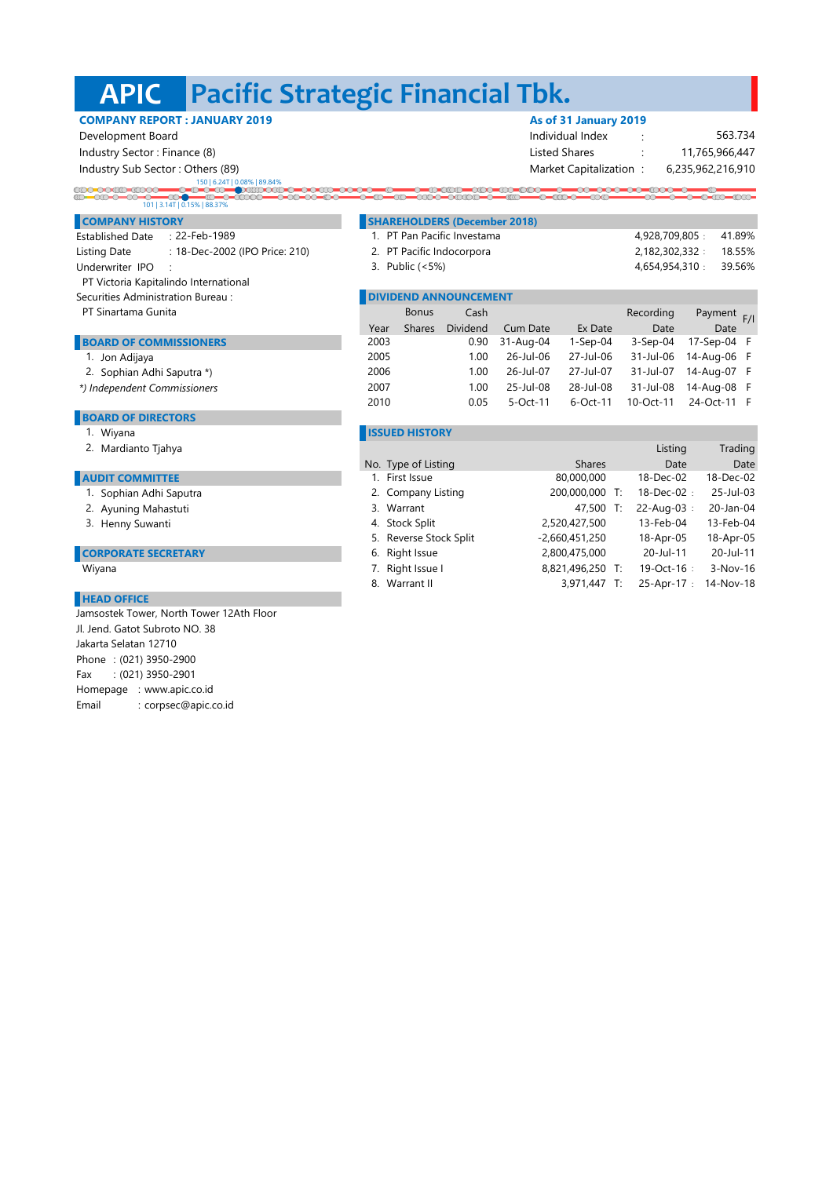# APIC Pacific Strategic Financial Tbk.

**COMPANY REPORT : JANUARY 2019**

Development Board
Industry Sector : Finance (8)
Industry Sub Sector : Others (89)

**As of 31 January 2019**

| | | |
|---|---|---|
| Individual Index | : | 563.734 |
| Listed Shares | : | 11,765,966,447 |
| Market Capitalization | : | 6,235,962,216,910 |

150 | 6.24T | 0.08% | 89.84%
101 | 3.14T | 0.15% | 88.37%

## COMPANY HISTORY

Established Date : 22-Feb-1989
Listing Date : 18-Dec-2002 (IPO Price: 210)
Underwriter IPO :
PT Victoria Kapitalindo International
Securities Administration Bureau :
PT Sinartama Gunita

## BOARD OF COMMISSIONERS

1. Jon Adijaya
2. Sophian Adhi Saputra *)

*) Independent Commissioners*

## BOARD OF DIRECTORS

1. Wiyana
2. Mardianto Tjahya

## AUDIT COMMITTEE

1. Sophian Adhi Saputra
2. Ayuning Mahastuti
3. Henny Suwanti

## CORPORATE SECRETARY

Wiyana

## HEAD OFFICE

Jamsostek Tower, North Tower 12Ath Floor
Jl. Jend. Gatot Subroto NO. 38
Jakarta Selatan 12710
Phone : (021) 3950-2900
Fax : (021) 3950-2901
Homepage : www.apic.co.id
Email : corpsec@apic.co.id

## SHAREHOLDERS (December 2018)

| No. | Shareholder | Shares | % |
|---|---|---|---|
| 1. | PT Pan Pacific Investama | 4,928,709,805 | 41.89% |
| 2. | PT Pacific Indocorpora | 2,182,302,332 | 18.55% |
| 3. | Public (<5%) | 4,654,954,310 | 39.56% |

## DIVIDEND ANNOUNCEMENT

| Year | Bonus Shares | Cash Dividend | Cum Date | Ex Date | Recording Date | Payment Date | F/I |
|---|---|---|---|---|---|---|---|
| 2003 | | 0.90 | 31-Aug-04 | 1-Sep-04 | 3-Sep-04 | 17-Sep-04 | F |
| 2005 | | 1.00 | 26-Jul-06 | 27-Jul-06 | 31-Jul-06 | 14-Aug-06 | F |
| 2006 | | 1.00 | 26-Jul-07 | 27-Jul-07 | 31-Jul-07 | 14-Aug-07 | F |
| 2007 | | 1.00 | 25-Jul-08 | 28-Jul-08 | 31-Jul-08 | 14-Aug-08 | F |
| 2010 | | 0.05 | 5-Oct-11 | 6-Oct-11 | 10-Oct-11 | 24-Oct-11 | F |

## ISSUED HISTORY

| No. | Type of Listing | Shares | | Listing Date | Trading Date |
|---|---|---|---|---|---|
| 1. | First Issue | 80,000,000 | | 18-Dec-02 | 18-Dec-02 |
| 2. | Company Listing | 200,000,000 | T: | 18-Dec-02 : | 25-Jul-03 |
| 3. | Warrant | 47,500 | T: | 22-Aug-03 : | 20-Jan-04 |
| 4. | Stock Split | 2,520,427,500 | | 13-Feb-04 | 13-Feb-04 |
| 5. | Reverse Stock Split | -2,660,451,250 | | 18-Apr-05 | 18-Apr-05 |
| 6. | Right Issue | 2,800,475,000 | | 20-Jul-11 | 20-Jul-11 |
| 7. | Right Issue I | 8,821,496,250 | T: | 19-Oct-16 : | 3-Nov-16 |
| 8. | Warrant II | 3,971,447 | T: | 25-Apr-17 : | 14-Nov-18 |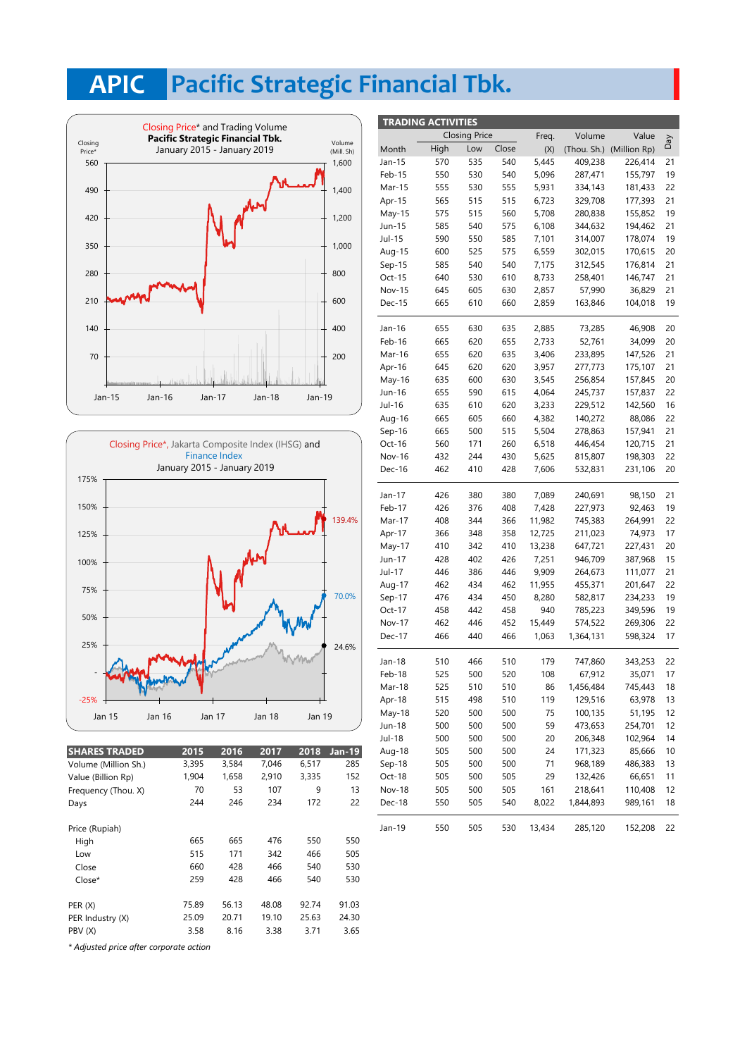# APIC Pacific Strategic Financial Tbk.

Closing Price* and Trading Volume
Pacific Strategic Financial Tbk.
January 2015 - January 2019

Closing Price*, Jakarta Composite Index (IHSG) and Finance Index
January 2015 - January 2019

139.4%
70.0%
24.6%

| SHARES TRADED | 2015 | 2016 | 2017 | 2018 | Jan-19 |
|---|---|---|---|---|---|
| Volume (Million Sh.) | 3,395 | 3,584 | 7,046 | 6,517 | 285 |
| Value (Billion Rp) | 1,904 | 1,658 | 2,910 | 3,335 | 152 |
| Frequency (Thou. X) | 70 | 53 | 107 | 9 | 13 |
| Days | 244 | 246 | 234 | 172 | 22 |
| | | | | | |
| Price (Rupiah) | | | | | |
| High | 665 | 665 | 476 | 550 | 550 |
| Low | 515 | 171 | 342 | 466 | 505 |
| Close | 660 | 428 | 466 | 540 | 530 |
| Close* | 259 | 428 | 466 | 540 | 530 |
| | | | | | |
| PER (X) | 75.89 | 56.13 | 48.08 | 92.74 | 91.03 |
| PER Industry (X) | 25.09 | 20.71 | 19.10 | 25.63 | 24.30 |
| PBV (X) | 3.58 | 8.16 | 3.38 | 3.71 | 3.65 |

*\* Adjusted price after corporate action*

**TRADING ACTIVITIES**

| Month | Closing Price High | Closing Price Low | Closing Price Close | Freq. (X) | Volume (Thou. Sh.) | Value (Million Rp) | Day |
|---|---|---|---|---|---|---|---|
| Jan-15 | 570 | 535 | 540 | 5,445 | 409,238 | 226,414 | 21 |
| Feb-15 | 550 | 530 | 540 | 5,096 | 287,471 | 155,797 | 19 |
| Mar-15 | 555 | 530 | 555 | 5,931 | 334,143 | 181,433 | 22 |
| Apr-15 | 565 | 515 | 515 | 6,723 | 329,708 | 177,393 | 21 |
| May-15 | 575 | 515 | 560 | 5,708 | 280,838 | 155,852 | 19 |
| Jun-15 | 585 | 540 | 575 | 6,108 | 344,632 | 194,462 | 21 |
| Jul-15 | 590 | 550 | 585 | 7,101 | 314,007 | 178,074 | 19 |
| Aug-15 | 600 | 525 | 575 | 6,559 | 302,015 | 170,615 | 20 |
| Sep-15 | 585 | 540 | 540 | 7,175 | 312,545 | 176,814 | 21 |
| Oct-15 | 640 | 530 | 610 | 8,733 | 258,401 | 146,747 | 21 |
| Nov-15 | 645 | 605 | 630 | 2,857 | 57,990 | 36,829 | 21 |
| Dec-15 | 665 | 610 | 660 | 2,859 | 163,846 | 104,018 | 19 |
| | | | | | | | |
| Jan-16 | 655 | 630 | 635 | 2,885 | 73,285 | 46,908 | 20 |
| Feb-16 | 665 | 620 | 655 | 2,733 | 52,761 | 34,099 | 20 |
| Mar-16 | 655 | 620 | 635 | 3,406 | 233,895 | 147,526 | 21 |
| Apr-16 | 645 | 620 | 620 | 3,957 | 277,773 | 175,107 | 21 |
| May-16 | 635 | 600 | 630 | 3,545 | 256,854 | 157,845 | 20 |
| Jun-16 | 655 | 590 | 615 | 4,064 | 245,737 | 157,837 | 22 |
| Jul-16 | 635 | 610 | 620 | 3,233 | 229,512 | 142,560 | 16 |
| Aug-16 | 665 | 605 | 660 | 4,382 | 140,272 | 88,086 | 22 |
| Sep-16 | 665 | 500 | 515 | 5,504 | 278,863 | 157,941 | 21 |
| Oct-16 | 560 | 171 | 260 | 6,518 | 446,454 | 120,715 | 21 |
| Nov-16 | 432 | 244 | 430 | 5,625 | 815,807 | 198,303 | 22 |
| Dec-16 | 462 | 410 | 428 | 7,606 | 532,831 | 231,106 | 20 |
| | | | | | | | |
| Jan-17 | 426 | 380 | 380 | 7,089 | 240,691 | 98,150 | 21 |
| Feb-17 | 426 | 376 | 408 | 7,428 | 227,973 | 92,463 | 19 |
| Mar-17 | 408 | 344 | 366 | 11,982 | 745,383 | 264,991 | 22 |
| Apr-17 | 366 | 348 | 358 | 12,725 | 211,023 | 74,973 | 17 |
| May-17 | 410 | 342 | 410 | 13,238 | 647,721 | 227,431 | 20 |
| Jun-17 | 428 | 402 | 426 | 7,251 | 946,709 | 387,968 | 15 |
| Jul-17 | 446 | 386 | 446 | 9,909 | 264,673 | 111,077 | 21 |
| Aug-17 | 462 | 434 | 462 | 11,955 | 455,371 | 201,647 | 22 |
| Sep-17 | 476 | 434 | 450 | 8,280 | 582,817 | 234,233 | 19 |
| Oct-17 | 458 | 442 | 458 | 940 | 785,223 | 349,596 | 19 |
| Nov-17 | 462 | 446 | 452 | 15,449 | 574,522 | 269,306 | 22 |
| Dec-17 | 466 | 440 | 466 | 1,063 | 1,364,131 | 598,324 | 17 |
| | | | | | | | |
| Jan-18 | 510 | 466 | 510 | 179 | 747,860 | 343,253 | 22 |
| Feb-18 | 525 | 500 | 520 | 108 | 67,912 | 35,071 | 17 |
| Mar-18 | 525 | 510 | 510 | 86 | 1,456,484 | 745,443 | 18 |
| Apr-18 | 515 | 498 | 510 | 119 | 129,516 | 63,978 | 13 |
| May-18 | 520 | 500 | 500 | 75 | 100,135 | 51,195 | 12 |
| Jun-18 | 500 | 500 | 500 | 59 | 473,653 | 254,701 | 12 |
| Jul-18 | 500 | 500 | 500 | 20 | 206,348 | 102,964 | 14 |
| Aug-18 | 505 | 500 | 500 | 24 | 171,323 | 85,666 | 10 |
| Sep-18 | 505 | 500 | 500 | 71 | 968,189 | 486,383 | 13 |
| Oct-18 | 505 | 500 | 505 | 29 | 132,426 | 66,651 | 11 |
| Nov-18 | 505 | 500 | 505 | 161 | 218,641 | 110,408 | 12 |
| Dec-18 | 550 | 505 | 540 | 8,022 | 1,844,893 | 989,161 | 18 |
| | | | | | | | |
| Jan-19 | 550 | 505 | 530 | 13,434 | 285,120 | 152,208 | 22 |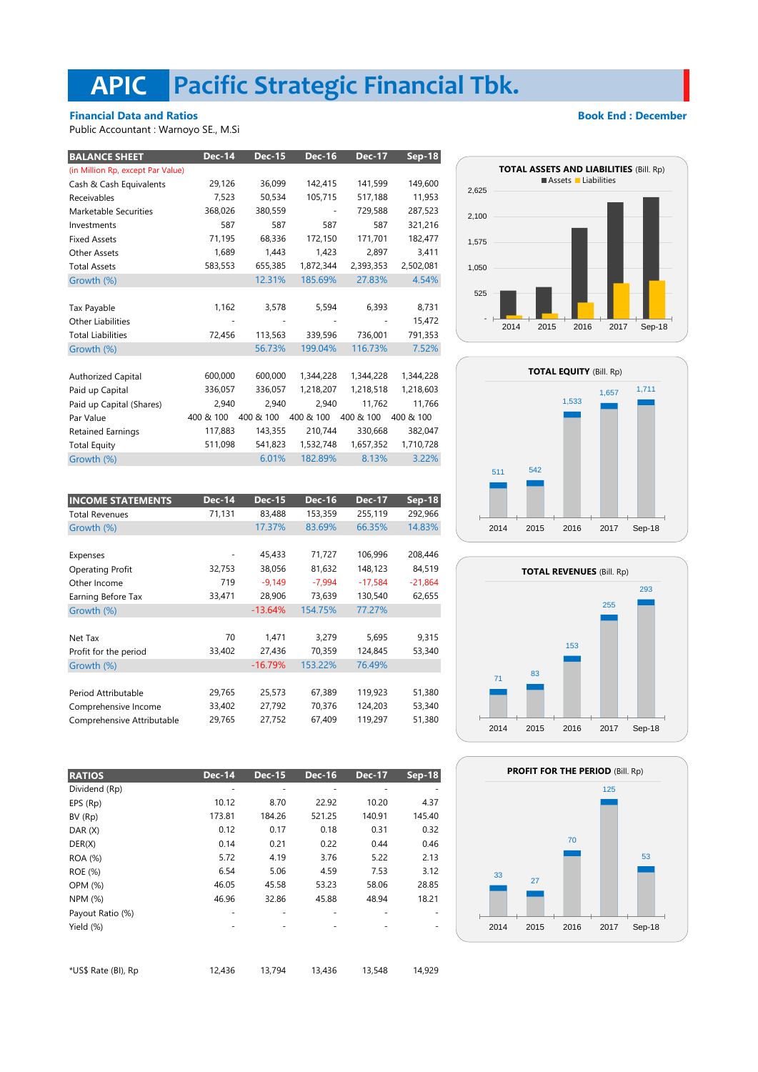# APIC Pacific Strategic Financial Tbk.

**Financial Data and Ratios** | **Book End : December**

Public Accountant : Warnoyo SE., M.Si

| BALANCE SHEET | Dec-14 | Dec-15 | Dec-16 | Dec-17 | Sep-18 |
|---|---|---|---|---|---|
| (in Million Rp, except Par Value) | | | | | |
| Cash & Cash Equivalents | 29,126 | 36,099 | 142,415 | 141,599 | 149,600 |
| Receivables | 7,523 | 50,534 | 105,715 | 517,188 | 11,953 |
| Marketable Securities | 368,026 | 380,559 | - | 729,588 | 287,523 |
| Investments | 587 | 587 | 587 | 587 | 321,216 |
| Fixed Assets | 71,195 | 68,336 | 172,150 | 171,701 | 182,477 |
| Other Assets | 1,689 | 1,443 | 1,423 | 2,897 | 3,411 |
| Total Assets | 583,553 | 655,385 | 1,872,344 | 2,393,353 | 2,502,081 |
| Growth (%) | | 12.31% | 185.69% | 27.83% | 4.54% |
| | | | | | |
| Tax Payable | 1,162 | 3,578 | 5,594 | 6,393 | 8,731 |
| Other Liabilities | - | - | - | - | 15,472 |
| Total Liabilities | 72,456 | 113,563 | 339,596 | 736,001 | 791,353 |
| Growth (%) | | 56.73% | 199.04% | 116.73% | 7.52% |
| | | | | | |
| Authorized Capital | 600,000 | 600,000 | 1,344,228 | 1,344,228 | 1,344,228 |
| Paid up Capital | 336,057 | 336,057 | 1,218,207 | 1,218,518 | 1,218,603 |
| Paid up Capital (Shares) | 2,940 | 2,940 | 2,940 | 11,762 | 11,766 |
| Par Value | 400 & 100 | 400 & 100 | 400 & 100 | 400 & 100 | 400 & 100 |
| Retained Earnings | 117,883 | 143,355 | 210,744 | 330,668 | 382,047 |
| Total Equity | 511,098 | 541,823 | 1,532,748 | 1,657,352 | 1,710,728 |
| Growth (%) | | 6.01% | 182.89% | 8.13% | 3.22% |

| INCOME STATEMENTS | Dec-14 | Dec-15 | Dec-16 | Dec-17 | Sep-18 |
|---|---|---|---|---|---|
| Total Revenues | 71,131 | 83,488 | 153,359 | 255,119 | 292,966 |
| Growth (%) | | 17.37% | 83.69% | 66.35% | 14.83% |
| | | | | | |
| Expenses | - | 45,433 | 71,727 | 106,996 | 208,446 |
| Operating Profit | 32,753 | 38,056 | 81,632 | 148,123 | 84,519 |
| Other Income | 719 | -9,149 | -7,994 | -17,584 | -21,864 |
| Earning Before Tax | 33,471 | 28,906 | 73,639 | 130,540 | 62,655 |
| Growth (%) | | -13.64% | 154.75% | 77.27% | |
| | | | | | |
| Net Tax | 70 | 1,471 | 3,279 | 5,695 | 9,315 |
| Profit for the period | 33,402 | 27,436 | 70,359 | 124,845 | 53,340 |
| Growth (%) | | -16.79% | 153.22% | 76.49% | |
| | | | | | |
| Period Attributable | 29,765 | 25,573 | 67,389 | 119,923 | 51,380 |
| Comprehensive Income | 33,402 | 27,792 | 70,376 | 124,203 | 53,340 |
| Comprehensive Attributable | 29,765 | 27,752 | 67,409 | 119,297 | 51,380 |

| RATIOS | Dec-14 | Dec-15 | Dec-16 | Dec-17 | Sep-18 |
|---|---|---|---|---|---|
| Dividend (Rp) | - | - | - | - | - |
| EPS (Rp) | 10.12 | 8.70 | 22.92 | 10.20 | 4.37 |
| BV (Rp) | 173.81 | 184.26 | 521.25 | 140.91 | 145.40 |
| DAR (X) | 0.12 | 0.17 | 0.18 | 0.31 | 0.32 |
| DER(X) | 0.14 | 0.21 | 0.22 | 0.44 | 0.46 |
| ROA (%) | 5.72 | 4.19 | 3.76 | 5.22 | 2.13 |
| ROE (%) | 6.54 | 5.06 | 4.59 | 7.53 | 3.12 |
| OPM (%) | 46.05 | 45.58 | 53.23 | 58.06 | 28.85 |
| NPM (%) | 46.96 | 32.86 | 45.88 | 48.94 | 18.21 |
| Payout Ratio (%) | - | - | - | - | - |
| Yield (%) | - | - | - | - | - |

| | Dec-14 | Dec-15 | Dec-16 | Dec-17 | Sep-18 |
|---|---|---|---|---|---|
| *US$ Rate (BI), Rp | 12,436 | 13,794 | 13,436 | 13,548 | 14,929 |

**TOTAL ASSETS AND LIABILITIES** (Bill. Rp)

Assets / Liabilities

2,625 / 2,100 / 1,575 / 1,050 / 525 / -

2014 / 2015 / 2016 / 2017 / Sep-18

**TOTAL EQUITY** (Bill. Rp)

511 / 542 / 1,533 / 1,657 / 1,711

2014 / 2015 / 2016 / 2017 / Sep-18

**TOTAL REVENUES** (Bill. Rp)

71 / 83 / 153 / 255 / 293

2014 / 2015 / 2016 / 2017 / Sep-18

**PROFIT FOR THE PERIOD** (Bill. Rp)

33 / 27 / 70 / 125 / 53

2014 / 2015 / 2016 / 2017 / Sep-18